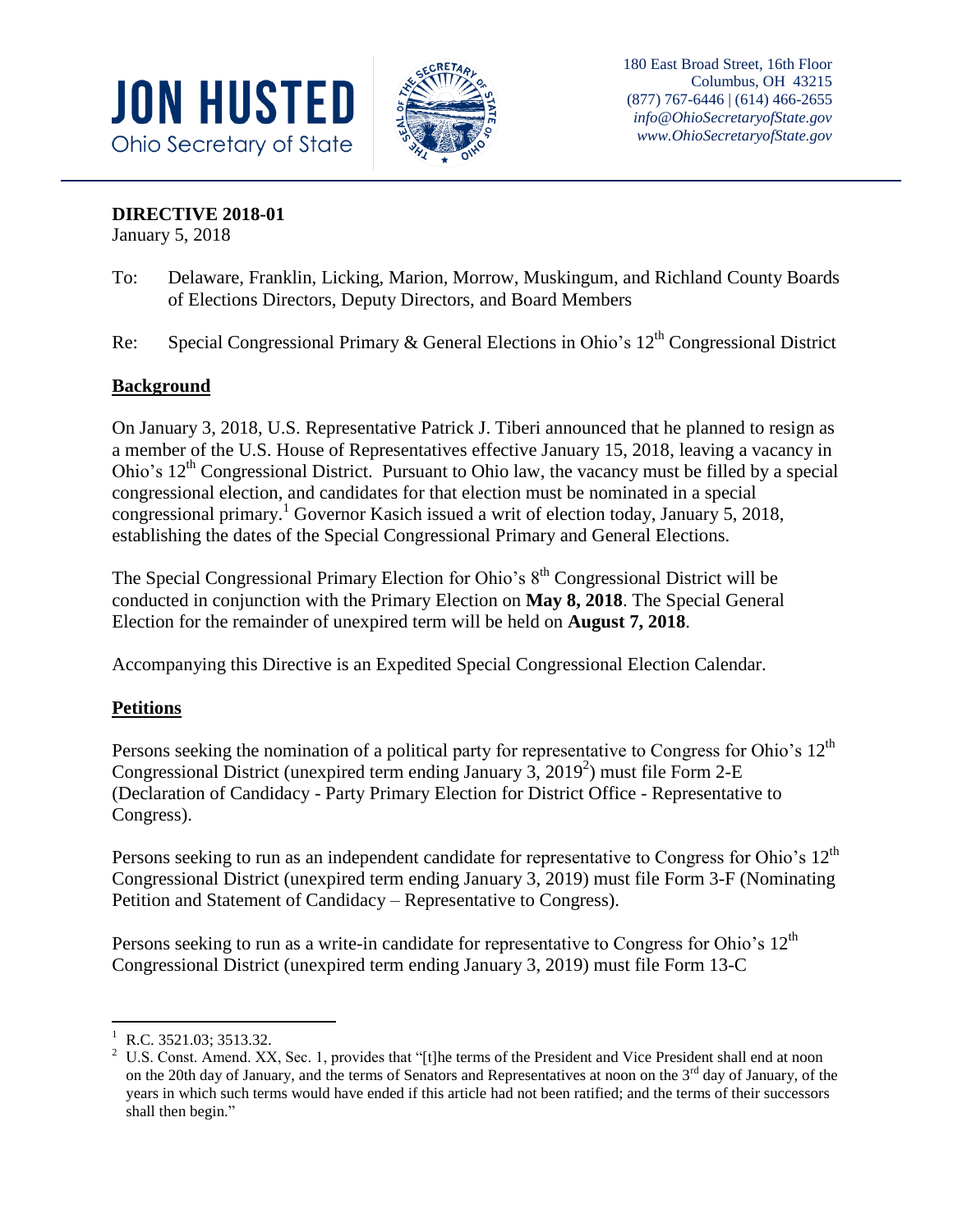**JON HUSTED**
Ohio Secretary of State

180 East Broad Street, 16th Floor
Columbus, OH 43215
(877) 767-6446 | (614) 466-2655
*info@OhioSecretaryofState.gov*
*www.OhioSecretaryofState.gov*

**DIRECTIVE 2018-01**
January 5, 2018

To: Delaware, Franklin, Licking, Marion, Morrow, Muskingum, and Richland County Boards of Elections Directors, Deputy Directors, and Board Members

Re: Special Congressional Primary & General Elections in Ohio's 12th Congressional District

## Background

On January 3, 2018, U.S. Representative Patrick J. Tiberi announced that he planned to resign as a member of the U.S. House of Representatives effective January 15, 2018, leaving a vacancy in Ohio's 12th Congressional District. Pursuant to Ohio law, the vacancy must be filled by a special congressional election, and candidates for that election must be nominated in a special congressional primary.[1] Governor Kasich issued a writ of election today, January 5, 2018, establishing the dates of the Special Congressional Primary and General Elections.

The Special Congressional Primary Election for Ohio's 8th Congressional District will be conducted in conjunction with the Primary Election on **May 8, 2018**. The Special General Election for the remainder of unexpired term will be held on **August 7, 2018**.

Accompanying this Directive is an Expedited Special Congressional Election Calendar.

## Petitions

Persons seeking the nomination of a political party for representative to Congress for Ohio's 12th Congressional District (unexpired term ending January 3, 2019[2]) must file Form 2-E (Declaration of Candidacy - Party Primary Election for District Office - Representative to Congress).

Persons seeking to run as an independent candidate for representative to Congress for Ohio's 12th Congressional District (unexpired term ending January 3, 2019) must file Form 3-F (Nominating Petition and Statement of Candidacy – Representative to Congress).

Persons seeking to run as a write-in candidate for representative to Congress for Ohio's 12th Congressional District (unexpired term ending January 3, 2019) must file Form 13-C

---

[1] R.C. 3521.03; 3513.32.

[2] U.S. Const. Amend. XX, Sec. 1, provides that "[t]he terms of the President and Vice President shall end at noon on the 20th day of January, and the terms of Senators and Representatives at noon on the 3rd day of January, of the years in which such terms would have ended if this article had not been ratified; and the terms of their successors shall then begin."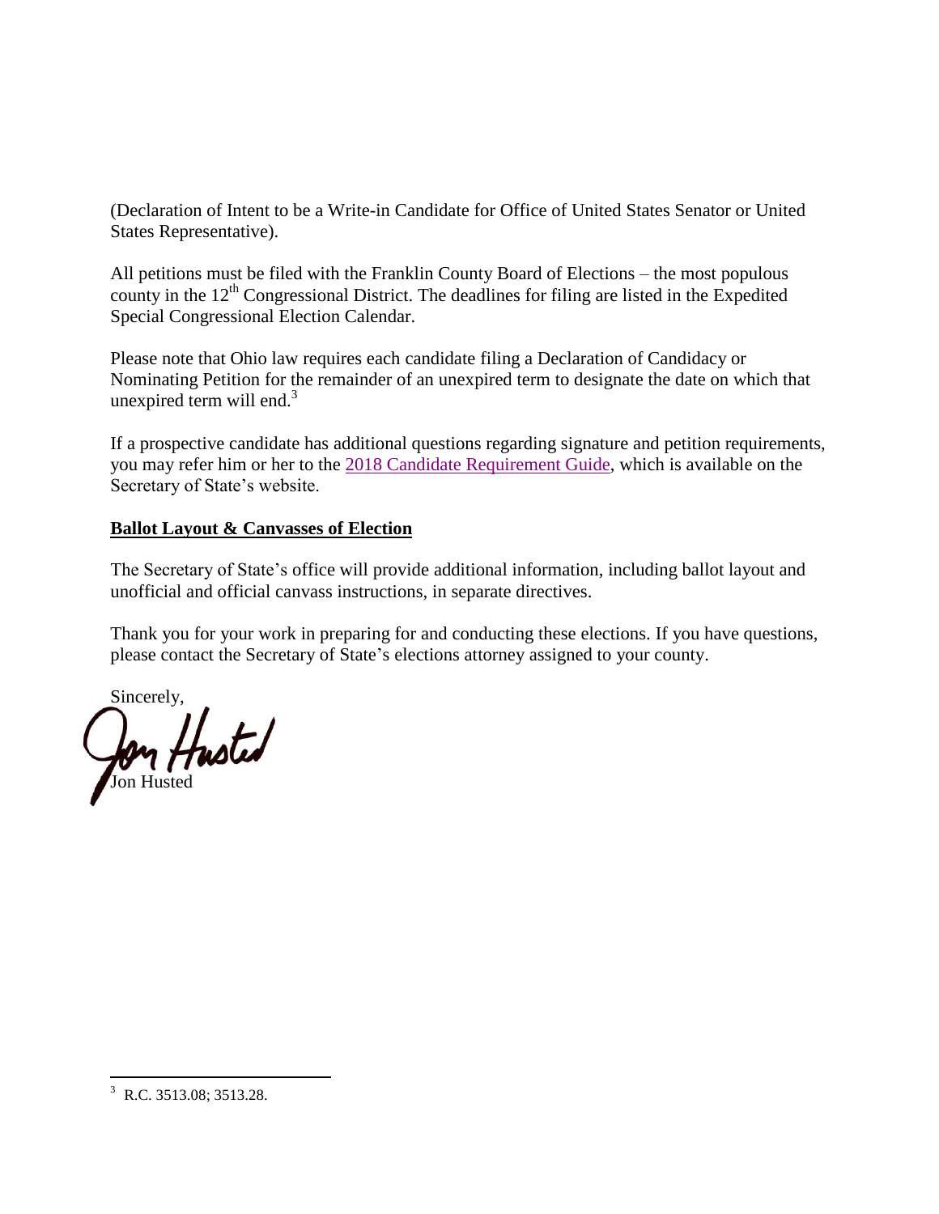(Declaration of Intent to be a Write-in Candidate for Office of United States Senator or United States Representative).

All petitions must be filed with the Franklin County Board of Elections – the most populous county in the 12th Congressional District. The deadlines for filing are listed in the Expedited Special Congressional Election Calendar.

Please note that Ohio law requires each candidate filing a Declaration of Candidacy or Nominating Petition for the remainder of an unexpired term to designate the date on which that unexpired term will end.[3]

If a prospective candidate has additional questions regarding signature and petition requirements, you may refer him or her to the 2018 Candidate Requirement Guide, which is available on the Secretary of State's website.

**Ballot Layout & Canvasses of Election**

The Secretary of State's office will provide additional information, including ballot layout and unofficial and official canvass instructions, in separate directives.

Thank you for your work in preparing for and conducting these elections. If you have questions, please contact the Secretary of State's elections attorney assigned to your county.

Sincerely,

Jon Husted

---

[3] R.C. 3513.08; 3513.28.